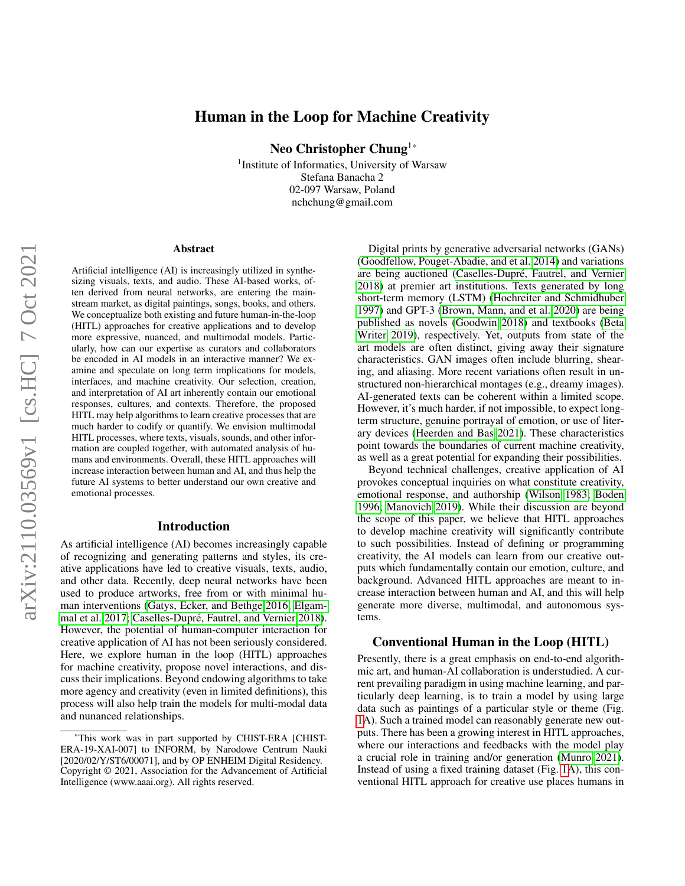# Human in the Loop for Machine Creativity

**Neo Christopher Chung**[1]*

[1]Institute of Informatics, University of Warsaw
Stefana Banacha 2
02-097 Warsaw, Poland
nchchung@gmail.com

## Abstract

Artificial intelligence (AI) is increasingly utilized in synthesizing visuals, texts, and audio. These AI-based works, often derived from neural networks, are entering the mainstream market, as digital paintings, songs, books, and others. We conceptualize both existing and future human-in-the-loop (HITL) approaches for creative applications and to develop more expressive, nuanced, and multimodal models. Particularly, how can our expertise as curators and collaborators be encoded in AI models in an interactive manner? We examine and speculate on long term implications for models, interfaces, and machine creativity. Our selection, creation, and interpretation of AI art inherently contain our emotional responses, cultures, and contexts. Therefore, the proposed HITL may help algorithms to learn creative processes that are much harder to codify or quantify. We envision multimodal HITL processes, where texts, visuals, sounds, and other information are coupled together, with automated analysis of humans and environments. Overall, these HITL approaches will increase interaction between human and AI, and thus help the future AI systems to better understand our own creative and emotional processes.

## Introduction

As artificial intelligence (AI) becomes increasingly capable of recognizing and generating patterns and styles, its creative applications have led to creative visuals, texts, audio, and other data. Recently, deep neural networks have been used to produce artworks, free from or with minimal human interventions (Gatys, Ecker, and Bethge 2016; Elgammal et al. 2017; Caselles-Dupré, Fautrel, and Vernier 2018). However, the potential of human-computer interaction for creative application of AI has not been seriously considered. Here, we explore human in the loop (HITL) approaches for machine creativity, propose novel interactions, and discuss their implications. Beyond endowing algorithms to take more agency and creativity (even in limited definitions), this process will also help train the models for multi-modal data and nunanced relationships.

Digital prints by generative adversarial networks (GANs) (Goodfellow, Pouget-Abadie, and et al. 2014) and variations are being auctioned (Caselles-Dupré, Fautrel, and Vernier 2018) at premier art institutions. Texts generated by long short-term memory (LSTM) (Hochreiter and Schmidhuber 1997) and GPT-3 (Brown, Mann, and et al. 2020) are being published as novels (Goodwin 2018) and textbooks (Beta Writer 2019), respectively. Yet, outputs from state of the art models are often distinct, giving away their signature characteristics. GAN images often include blurring, shearing, and aliasing. More recent variations often result in unstructured non-hierarchical montages (e.g., dreamy images). AI-generated texts can be coherent within a limited scope. However, it's much harder, if not impossible, to expect long-term structure, genuine portrayal of emotion, or use of literary devices (Heerden and Bas 2021). These characteristics point towards the boundaries of current machine creativity, as well as a great potential for expanding their possibilities.

Beyond technical challenges, creative application of AI provokes conceptual inquiries on what constitute creativity, emotional response, and authorship (Wilson 1983; Boden 1996; Manovich 2019). While their discussion are beyond the scope of this paper, we believe that HITL approaches to develop machine creativity will significantly contribute to such possibilities. Instead of defining or programming creativity, the AI models can learn from our creative outputs which fundamentally contain our emotion, culture, and background. Advanced HITL approaches are meant to increase interaction between human and AI, and this will help generate more diverse, multimodal, and autonomous systems.

## Conventional Human in the Loop (HITL)

Presently, there is a great emphasis on end-to-end algorithmic art, and human-AI collaboration is understudied. A current prevailing paradigm in using machine learning, and particularly deep learning, is to train a model by using large data such as paintings of a particular style or theme (Fig. 1A). Such a trained model can reasonably generate new outputs. There has been a growing interest in HITL approaches, where our interactions and feedbacks with the model play a crucial role in training and/or generation (Munro 2021). Instead of using a fixed training dataset (Fig. 1A), this conventional HITL approach for creative use places humans in

*This work was in part supported by CHIST-ERA [CHIST-ERA-19-XAI-007] to INFORM, by Narodowe Centrum Nauki [2020/02/Y/ST6/00071], and by OP ENHEIM Digital Residency. Copyright © 2021, Association for the Advancement of Artificial Intelligence (www.aaai.org). All rights reserved.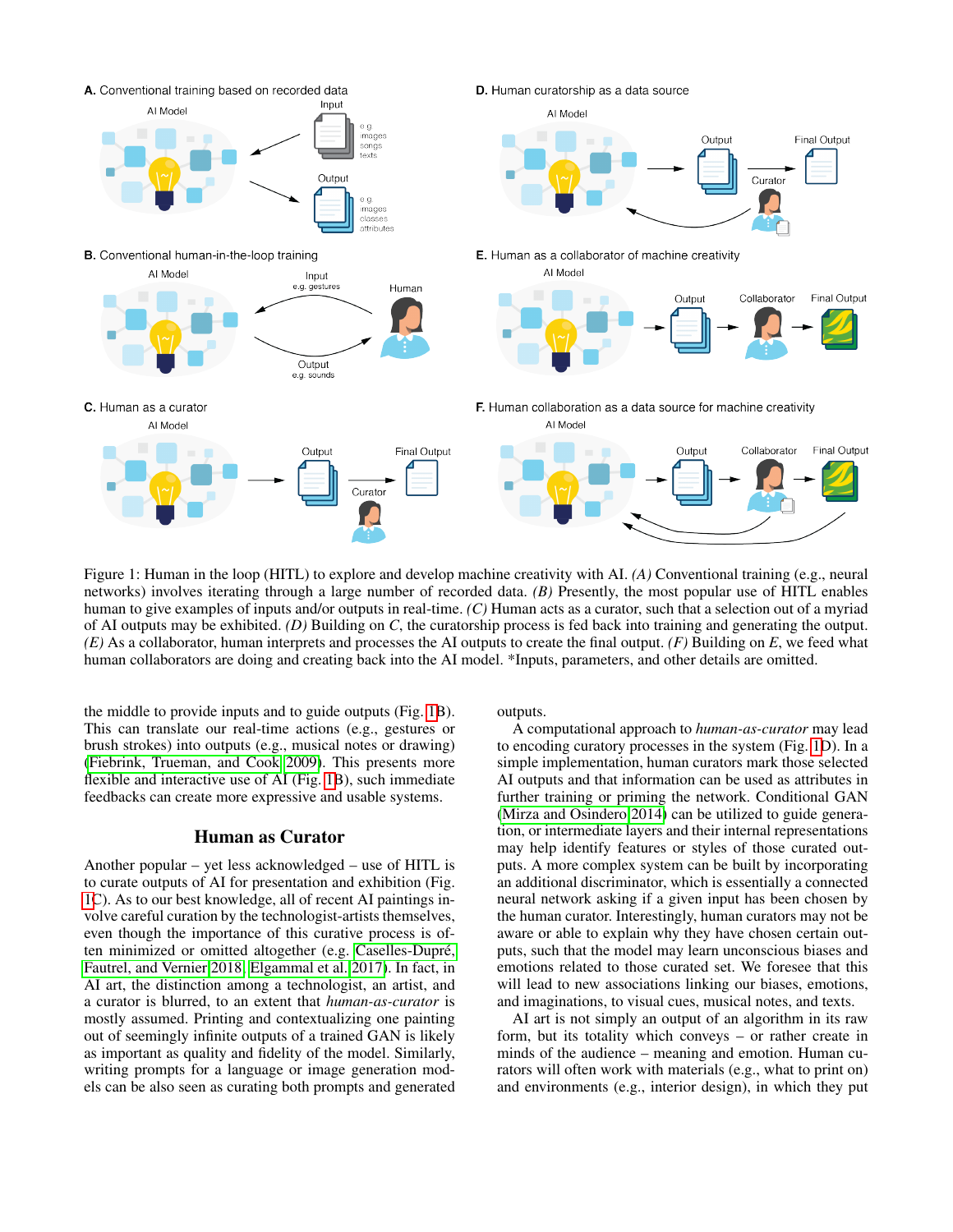Figure 1: Human in the loop (HITL) to explore and develop machine creativity with AI. *(A)* Conventional training (e.g., neural networks) involves iterating through a large number of recorded data. *(B)* Presently, the most popular use of HITL enables human to give examples of inputs and/or outputs in real-time. *(C)* Human acts as a curator, such that a selection out of a myriad of AI outputs may be exhibited. *(D)* Building on *C*, the curatorship process is fed back into training and generating the output. *(E)* As a collaborator, human interprets and processes the AI outputs to create the final output. *(F)* Building on *E*, we feed what human collaborators are doing and creating back into the AI model. *Inputs, parameters, and other details are omitted.

the middle to provide inputs and to guide outputs (Fig. 1B). This can translate our real-time actions (e.g., gestures or brush strokes) into outputs (e.g., musical notes or drawing) (Fiebrink, Trueman, and Cook 2009). This presents more flexible and interactive use of AI (Fig. 1B), such immediate feedbacks can create more expressive and usable systems.

## Human as Curator

Another popular – yet less acknowledged – use of HITL is to curate outputs of AI for presentation and exhibition (Fig. 1C). As to our best knowledge, all of recent AI paintings involve careful curation by the technologist-artists themselves, even though the importance of this curative process is often minimized or omitted altogether (e.g. Caselles-Dupré, Fautrel, and Vernier 2018; Elgammal et al. 2017). In fact, in AI art, the distinction among a technologist, an artist, and a curator is blurred, to an extent that *human-as-curator* is mostly assumed. Printing and contextualizing one painting out of seemingly infinite outputs of a trained GAN is likely as important as quality and fidelity of the model. Similarly, writing prompts for a language or image generation models can be also seen as curating both prompts and generated outputs.

A computational approach to *human-as-curator* may lead to encoding curatory processes in the system (Fig. 1D). In a simple implementation, human curators mark those selected AI outputs and that information can be used as attributes in further training or priming the network. Conditional GAN (Mirza and Osindero 2014) can be utilized to guide generation, or intermediate layers and their internal representations may help identify features or styles of those curated outputs. A more complex system can be built by incorporating an additional discriminator, which is essentially a connected neural network asking if a given input has been chosen by the human curator. Interestingly, human curators may not be aware or able to explain why they have chosen certain outputs, such that the model may learn unconscious biases and emotions related to those curated set. We foresee that this will lead to new associations linking our biases, emotions, and imaginations, to visual cues, musical notes, and texts.

AI art is not simply an output of an algorithm in its raw form, but its totality which conveys – or rather create in minds of the audience – meaning and emotion. Human curators will often work with materials (e.g., what to print on) and environments (e.g., interior design), in which they put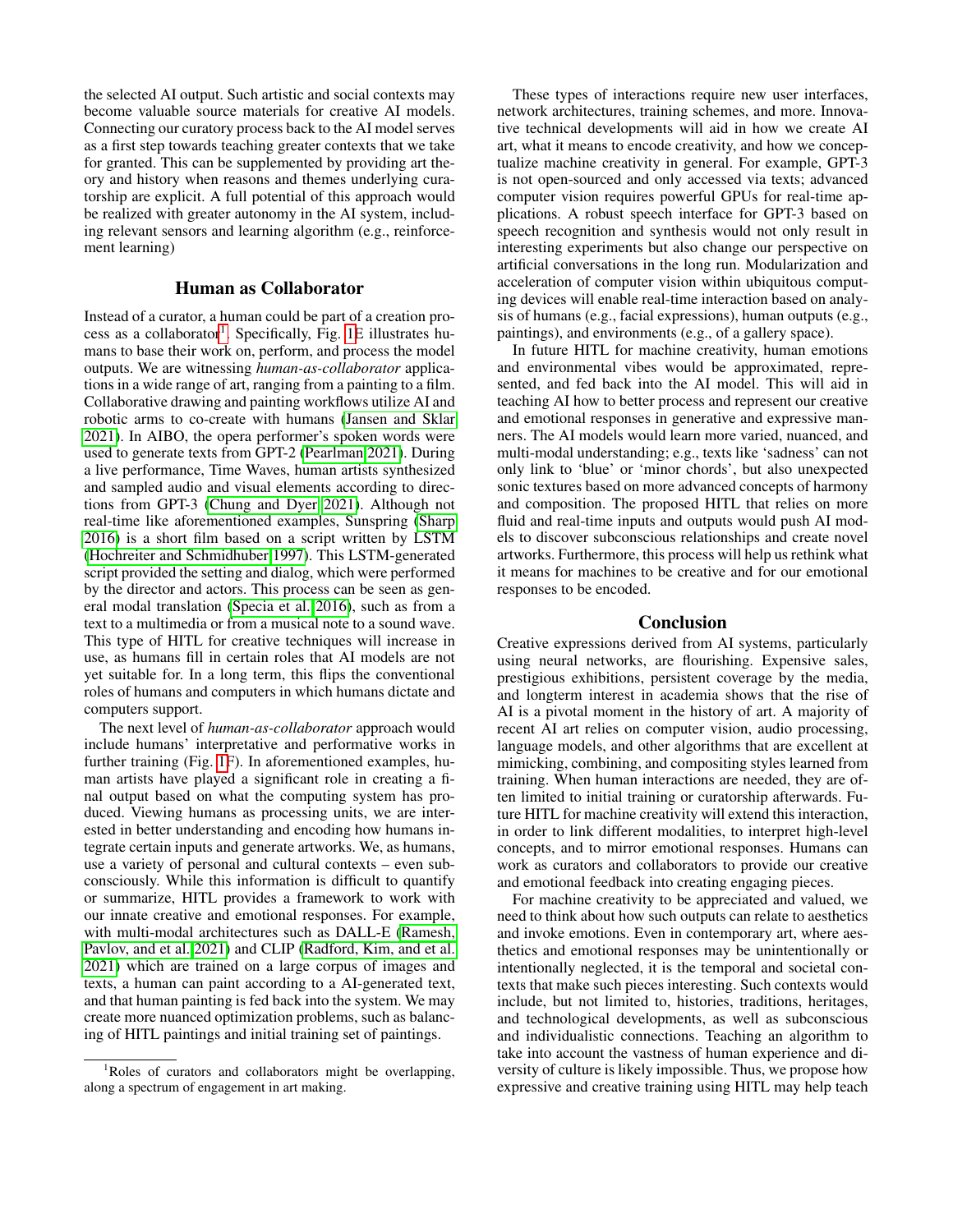the selected AI output. Such artistic and social contexts may become valuable source materials for creative AI models. Connecting our curatory process back to the AI model serves as a first step towards teaching greater contexts that we take for granted. This can be supplemented by providing art theory and history when reasons and themes underlying curatorship are explicit. A full potential of this approach would be realized with greater autonomy in the AI system, including relevant sensors and learning algorithm (e.g., reinforcement learning)

## Human as Collaborator

Instead of a curator, a human could be part of a creation process as a collaborator[1]. Specifically, Fig. 1E illustrates humans to base their work on, perform, and process the model outputs. We are witnessing *human-as-collaborator* applications in a wide range of art, ranging from a painting to a film. Collaborative drawing and painting workflows utilize AI and robotic arms to co-create with humans (Jansen and Sklar 2021). In AIBO, the opera performer's spoken words were used to generate texts from GPT-2 (Pearlman 2021). During a live performance, Time Waves, human artists synthesized and sampled audio and visual elements according to directions from GPT-3 (Chung and Dyer 2021). Although not real-time like aforementioned examples, Sunspring (Sharp 2016) is a short film based on a script written by LSTM (Hochreiter and Schmidhuber 1997). This LSTM-generated script provided the setting and dialog, which were performed by the director and actors. This process can be seen as general modal translation (Specia et al. 2016), such as from a text to a multimedia or from a musical note to a sound wave. This type of HITL for creative techniques will increase in use, as humans fill in certain roles that AI models are not yet suitable for. In a long term, this flips the conventional roles of humans and computers in which humans dictate and computers support.

The next level of *human-as-collaborator* approach would include humans' interpretative and performative works in further training (Fig. 1F). In aforementioned examples, human artists have played a significant role in creating a final output based on what the computing system has produced. Viewing humans as processing units, we are interested in better understanding and encoding how humans integrate certain inputs and generate artworks. We, as humans, use a variety of personal and cultural contexts – even subconsciously. While this information is difficult to quantify or summarize, HITL provides a framework to work with our innate creative and emotional responses. For example, with multi-modal architectures such as DALL-E (Ramesh, Pavlov, and et al. 2021) and CLIP (Radford, Kim, and et al. 2021) which are trained on a large corpus of images and texts, a human can paint according to a AI-generated text, and that human painting is fed back into the system. We may create more nuanced optimization problems, such as balancing of HITL paintings and initial training set of paintings.

These types of interactions require new user interfaces, network architectures, training schemes, and more. Innovative technical developments will aid in how we create AI art, what it means to encode creativity, and how we conceptualize machine creativity in general. For example, GPT-3 is not open-sourced and only accessed via texts; advanced computer vision requires powerful GPUs for real-time applications. A robust speech interface for GPT-3 based on speech recognition and synthesis would not only result in interesting experiments but also change our perspective on artificial conversations in the long run. Modularization and acceleration of computer vision within ubiquitous computing devices will enable real-time interaction based on analysis of humans (e.g., facial expressions), human outputs (e.g., paintings), and environments (e.g., of a gallery space).

In future HITL for machine creativity, human emotions and environmental vibes would be approximated, represented, and fed back into the AI model. This will aid in teaching AI how to better process and represent our creative and emotional responses in generative and expressive manners. The AI models would learn more varied, nuanced, and multi-modal understanding; e.g., texts like 'sadness' can not only link to 'blue' or 'minor chords', but also unexpected sonic textures based on more advanced concepts of harmony and composition. The proposed HITL that relies on more fluid and real-time inputs and outputs would push AI models to discover subconscious relationships and create novel artworks. Furthermore, this process will help us rethink what it means for machines to be creative and for our emotional responses to be encoded.

## Conclusion

Creative expressions derived from AI systems, particularly using neural networks, are flourishing. Expensive sales, prestigious exhibitions, persistent coverage by the media, and longterm interest in academia shows that the rise of AI is a pivotal moment in the history of art. A majority of recent AI art relies on computer vision, audio processing, language models, and other algorithms that are excellent at mimicking, combining, and compositing styles learned from training. When human interactions are needed, they are often limited to initial training or curatorship afterwards. Future HITL for machine creativity will extend this interaction, in order to link different modalities, to interpret high-level concepts, and to mirror emotional responses. Humans can work as curators and collaborators to provide our creative and emotional feedback into creating engaging pieces.

For machine creativity to be appreciated and valued, we need to think about how such outputs can relate to aesthetics and invoke emotions. Even in contemporary art, where aesthetics and emotional responses may be unintentionally or intentionally neglected, it is the temporal and societal contexts that make such pieces interesting. Such contexts would include, but not limited to, histories, traditions, heritages, and technological developments, as well as subconscious and individualistic connections. Teaching an algorithm to take into account the vastness of human experience and diversity of culture is likely impossible. Thus, we propose how expressive and creative training using HITL may help teach

[1] Roles of curators and collaborators might be overlapping, along a spectrum of engagement in art making.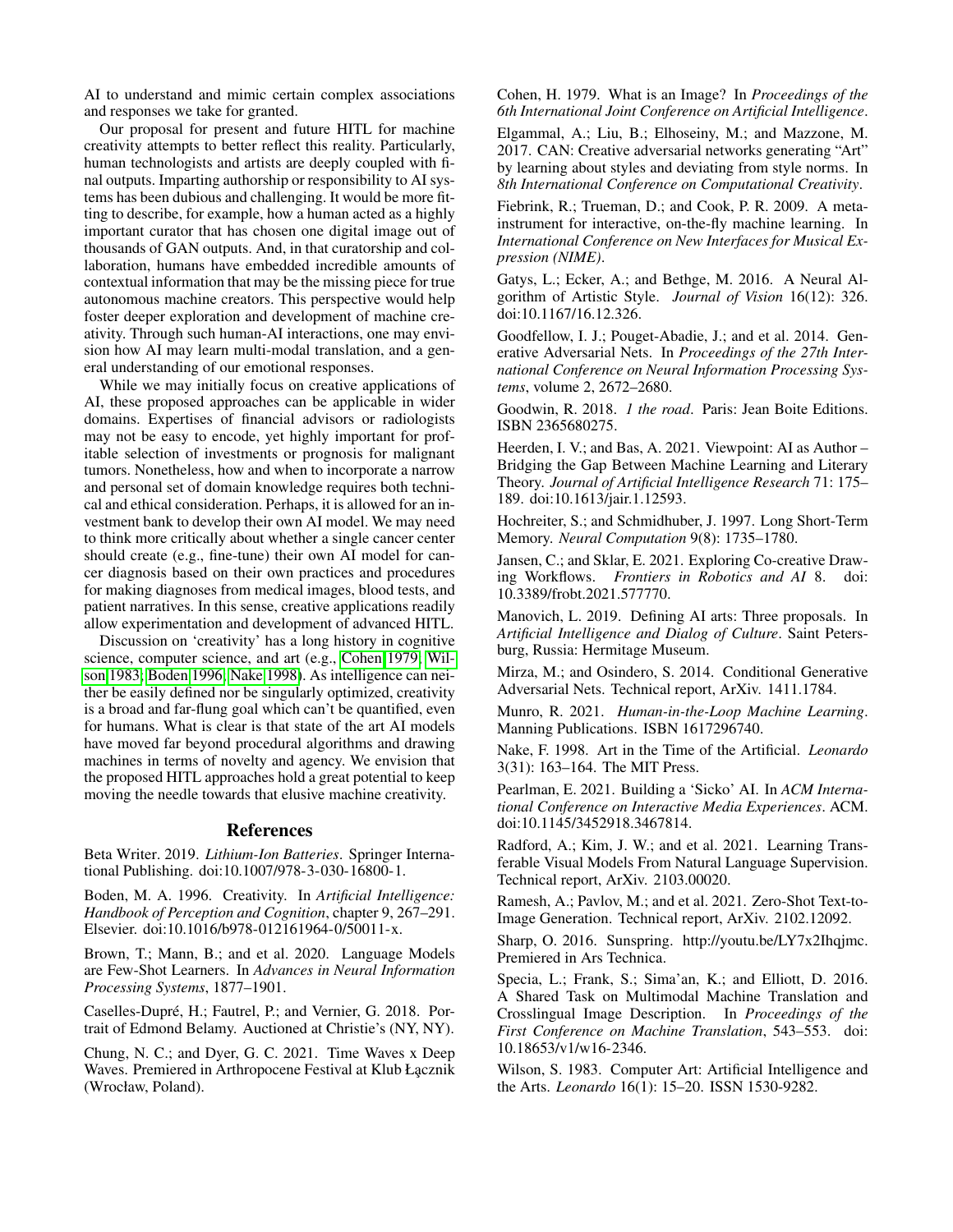AI to understand and mimic certain complex associations and responses we take for granted.

Our proposal for present and future HITL for machine creativity attempts to better reflect this reality. Particularly, human technologists and artists are deeply coupled with final outputs. Imparting authorship or responsibility to AI systems has been dubious and challenging. It would be more fitting to describe, for example, how a human acted as a highly important curator that has chosen one digital image out of thousands of GAN outputs. And, in that curatorship and collaboration, humans have embedded incredible amounts of contextual information that may be the missing piece for true autonomous machine creators. This perspective would help foster deeper exploration and development of machine creativity. Through such human-AI interactions, one may envision how AI may learn multi-modal translation, and a general understanding of our emotional responses.

While we may initially focus on creative applications of AI, these proposed approaches can be applicable in wider domains. Expertises of financial advisors or radiologists may not be easy to encode, yet highly important for profitable selection of investments or prognosis for malignant tumors. Nonetheless, how and when to incorporate a narrow and personal set of domain knowledge requires both technical and ethical consideration. Perhaps, it is allowed for an investment bank to develop their own AI model. We may need to think more critically about whether a single cancer center should create (e.g., fine-tune) their own AI model for cancer diagnosis based on their own practices and procedures for making diagnoses from medical images, blood tests, and patient narratives. In this sense, creative applications readily allow experimentation and development of advanced HITL.

Discussion on 'creativity' has a long history in cognitive science, computer science, and art (e.g., Cohen 1979; Wilson 1983; Boden 1996; Nake 1998). As intelligence can neither be easily defined nor be singularly optimized, creativity is a broad and far-flung goal which can't be quantified, even for humans. What is clear is that state of the art AI models have moved far beyond procedural algorithms and drawing machines in terms of novelty and agency. We envision that the proposed HITL approaches hold a great potential to keep moving the needle towards that elusive machine creativity.

## References

Beta Writer. 2019. *Lithium-Ion Batteries*. Springer International Publishing. doi:10.1007/978-3-030-16800-1.

Boden, M. A. 1996. Creativity. In *Artificial Intelligence: Handbook of Perception and Cognition*, chapter 9, 267–291. Elsevier. doi:10.1016/b978-012161964-0/50011-x.

Brown, T.; Mann, B.; and et al. 2020. Language Models are Few-Shot Learners. In *Advances in Neural Information Processing Systems*, 1877–1901.

Caselles-Dupré, H.; Fautrel, P.; and Vernier, G. 2018. Portrait of Edmond Belamy. Auctioned at Christie's (NY, NY).

Chung, N. C.; and Dyer, G. C. 2021. Time Waves x Deep Waves. Premiered in Arthropocene Festival at Klub Łącznik (Wrocław, Poland).

Cohen, H. 1979. What is an Image? In *Proceedings of the 6th International Joint Conference on Artificial Intelligence*.

Elgammal, A.; Liu, B.; Elhoseiny, M.; and Mazzone, M. 2017. CAN: Creative adversarial networks generating "Art" by learning about styles and deviating from style norms. In *8th International Conference on Computational Creativity*.

Fiebrink, R.; Trueman, D.; and Cook, P. R. 2009. A meta-instrument for interactive, on-the-fly machine learning. In *International Conference on New Interfaces for Musical Expression (NIME)*.

Gatys, L.; Ecker, A.; and Bethge, M. 2016. A Neural Algorithm of Artistic Style. *Journal of Vision* 16(12): 326. doi:10.1167/16.12.326.

Goodfellow, I. J.; Pouget-Abadie, J.; and et al. 2014. Generative Adversarial Nets. In *Proceedings of the 27th International Conference on Neural Information Processing Systems*, volume 2, 2672–2680.

Goodwin, R. 2018. *1 the road*. Paris: Jean Boite Editions. ISBN 2365680275.

Heerden, I. V.; and Bas, A. 2021. Viewpoint: AI as Author – Bridging the Gap Between Machine Learning and Literary Theory. *Journal of Artificial Intelligence Research* 71: 175–189. doi:10.1613/jair.1.12593.

Hochreiter, S.; and Schmidhuber, J. 1997. Long Short-Term Memory. *Neural Computation* 9(8): 1735–1780.

Jansen, C.; and Sklar, E. 2021. Exploring Co-creative Drawing Workflows. *Frontiers in Robotics and AI* 8. doi: 10.3389/frobt.2021.577770.

Manovich, L. 2019. Defining AI arts: Three proposals. In *Artificial Intelligence and Dialog of Culture*. Saint Petersburg, Russia: Hermitage Museum.

Mirza, M.; and Osindero, S. 2014. Conditional Generative Adversarial Nets. Technical report, ArXiv. 1411.1784.

Munro, R. 2021. *Human-in-the-Loop Machine Learning*. Manning Publications. ISBN 1617296740.

Nake, F. 1998. Art in the Time of the Artificial. *Leonardo* 3(31): 163–164. The MIT Press.

Pearlman, E. 2021. Building a 'Sicko' AI. In *ACM International Conference on Interactive Media Experiences*. ACM. doi:10.1145/3452918.3467814.

Radford, A.; Kim, J. W.; and et al. 2021. Learning Transferable Visual Models From Natural Language Supervision. Technical report, ArXiv. 2103.00020.

Ramesh, A.; Pavlov, M.; and et al. 2021. Zero-Shot Text-to-Image Generation. Technical report, ArXiv. 2102.12092.

Sharp, O. 2016. Sunspring. http://youtu.be/LY7x2Ihqjmc. Premiered in Ars Technica.

Specia, L.; Frank, S.; Sima'an, K.; and Elliott, D. 2016. A Shared Task on Multimodal Machine Translation and Crosslingual Image Description. In *Proceedings of the First Conference on Machine Translation*, 543–553. doi: 10.18653/v1/w16-2346.

Wilson, S. 1983. Computer Art: Artificial Intelligence and the Arts. *Leonardo* 16(1): 15–20. ISSN 1530-9282.